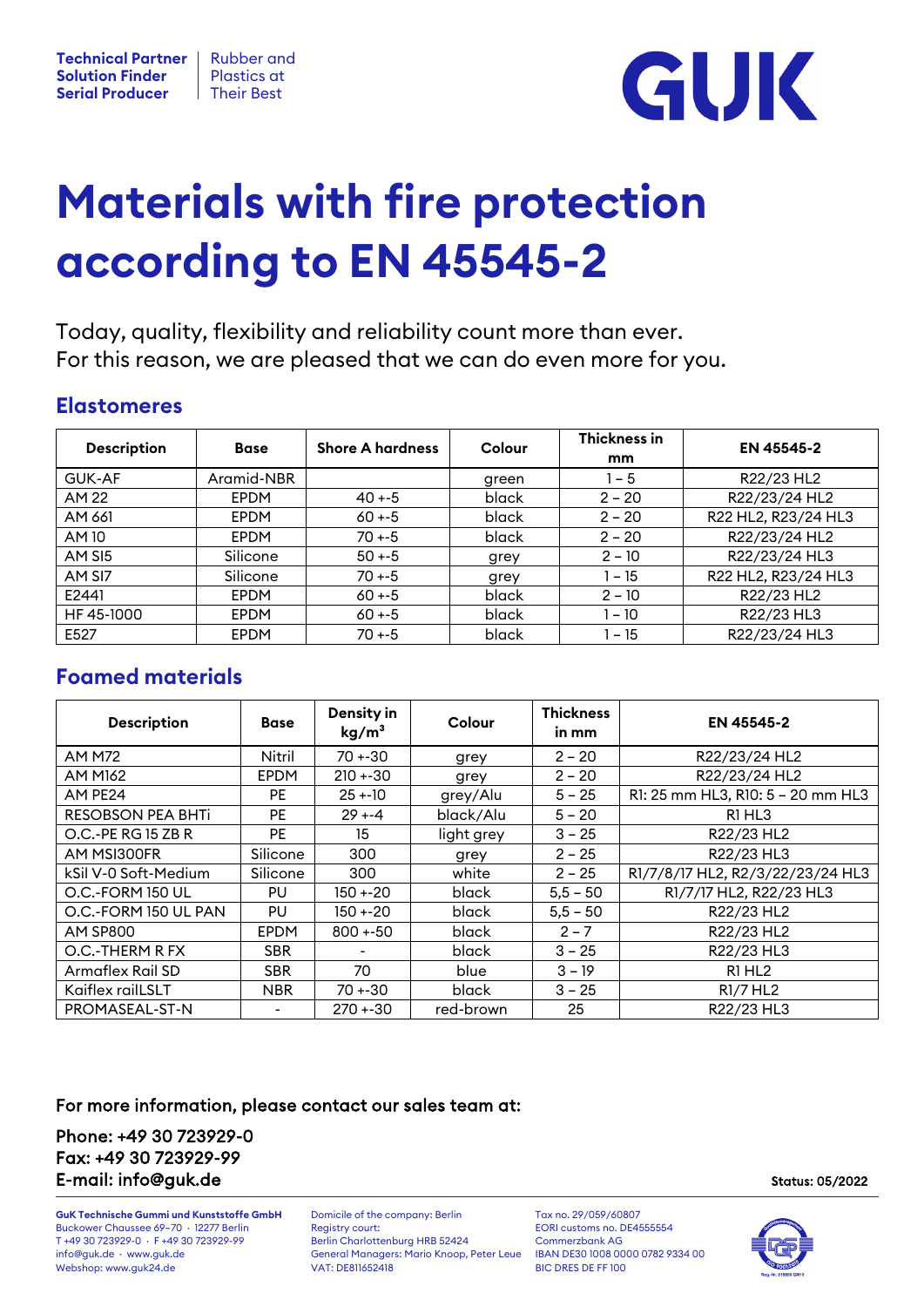Technical Partner
Solution Finder
Serial Producer

Rubber and
Plastics at
Their Best

GUK

# Materials with fire protection according to EN 45545-2

Today, quality, flexibility and reliability count more than ever.
For this reason, we are pleased that we can do even more for you.

## Elastomeres

| Description | Base | Shore A hardness | Colour | Thickness in mm | EN 45545-2 |
|---|---|---|---|---|---|
| GUK-AF | Aramid-NBR | | green | 1 – 5 | R22/23 HL2 |
| AM 22 | EPDM | 40 +-5 | black | 2 – 20 | R22/23/24 HL2 |
| AM 661 | EPDM | 60 +-5 | black | 2 – 20 | R22 HL2, R23/24 HL3 |
| AM 10 | EPDM | 70 +-5 | black | 2 – 20 | R22/23/24 HL2 |
| AM SI5 | Silicone | 50 +-5 | grey | 2 – 10 | R22/23/24 HL3 |
| AM SI7 | Silicone | 70 +-5 | grey | 1 – 15 | R22 HL2, R23/24 HL3 |
| E2441 | EPDM | 60 +-5 | black | 2 – 10 | R22/23 HL2 |
| HF 45-1000 | EPDM | 60 +-5 | black | 1 – 10 | R22/23 HL3 |
| E527 | EPDM | 70 +-5 | black | 1 – 15 | R22/23/24 HL3 |

## Foamed materials

| Description | Base | Density in kg/m³ | Colour | Thickness in mm | EN 45545-2 |
|---|---|---|---|---|---|
| AM M72 | Nitril | 70 +-30 | grey | 2 – 20 | R22/23/24 HL2 |
| AM M162 | EPDM | 210 +-30 | grey | 2 – 20 | R22/23/24 HL2 |
| AM PE24 | PE | 25 +-10 | grey/Alu | 5 – 25 | R1: 25 mm HL3, R10: 5 – 20 mm HL3 |
| RESOBSON PEA BHTi | PE | 29 +-4 | black/Alu | 5 – 20 | R1 HL3 |
| O.C.-PE RG 15 ZB R | PE | 15 | light grey | 3 – 25 | R22/23 HL2 |
| AM MSI300FR | Silicone | 300 | grey | 2 – 25 | R22/23 HL3 |
| kSil V-0 Soft-Medium | Silicone | 300 | white | 2 – 25 | R1/7/8/17 HL2, R2/3/22/23/24 HL3 |
| O.C.-FORM 150 UL | PU | 150 +-20 | black | 5,5 – 50 | R1/7/17 HL2, R22/23 HL3 |
| O.C.-FORM 150 UL PAN | PU | 150 +-20 | black | 5,5 – 50 | R22/23 HL2 |
| AM SP800 | EPDM | 800 +-50 | black | 2 – 7 | R22/23 HL2 |
| O.C.-THERM R FX | SBR | - | black | 3 – 25 | R22/23 HL3 |
| Armaflex Rail SD | SBR | 70 | blue | 3 – 19 | R1 HL2 |
| Kaiflex railLSLT | NBR | 70 +-30 | black | 3 – 25 | R1/7 HL2 |
| PROMASEAL-ST-N | - | 270 +-30 | red-brown | 25 | R22/23 HL3 |

For more information, please contact our sales team at:

Phone: +49 30 723929-0
Fax: +49 30 723929-99
E-mail: info@guk.de

Status: 05/2022

**GuK Technische Gummi und Kunststoffe GmbH**
Buckower Chaussee 69–70 · 12277 Berlin
T +49 30 723929-0 · F +49 30 723929-99
info@guk.de · www.guk.de
Webshop: www.guk24.de

Domicile of the company: Berlin
Registry court:
Berlin Charlottenburg HRB 52424
General Managers: Mario Knoop, Peter Leue
VAT: DE811652418

Tax no. 29/059/60807
EORI customs no. DE4555554
Commerzbank AG
IBAN DE30 1008 0000 0782 9334 00
BIC DRES DE FF 100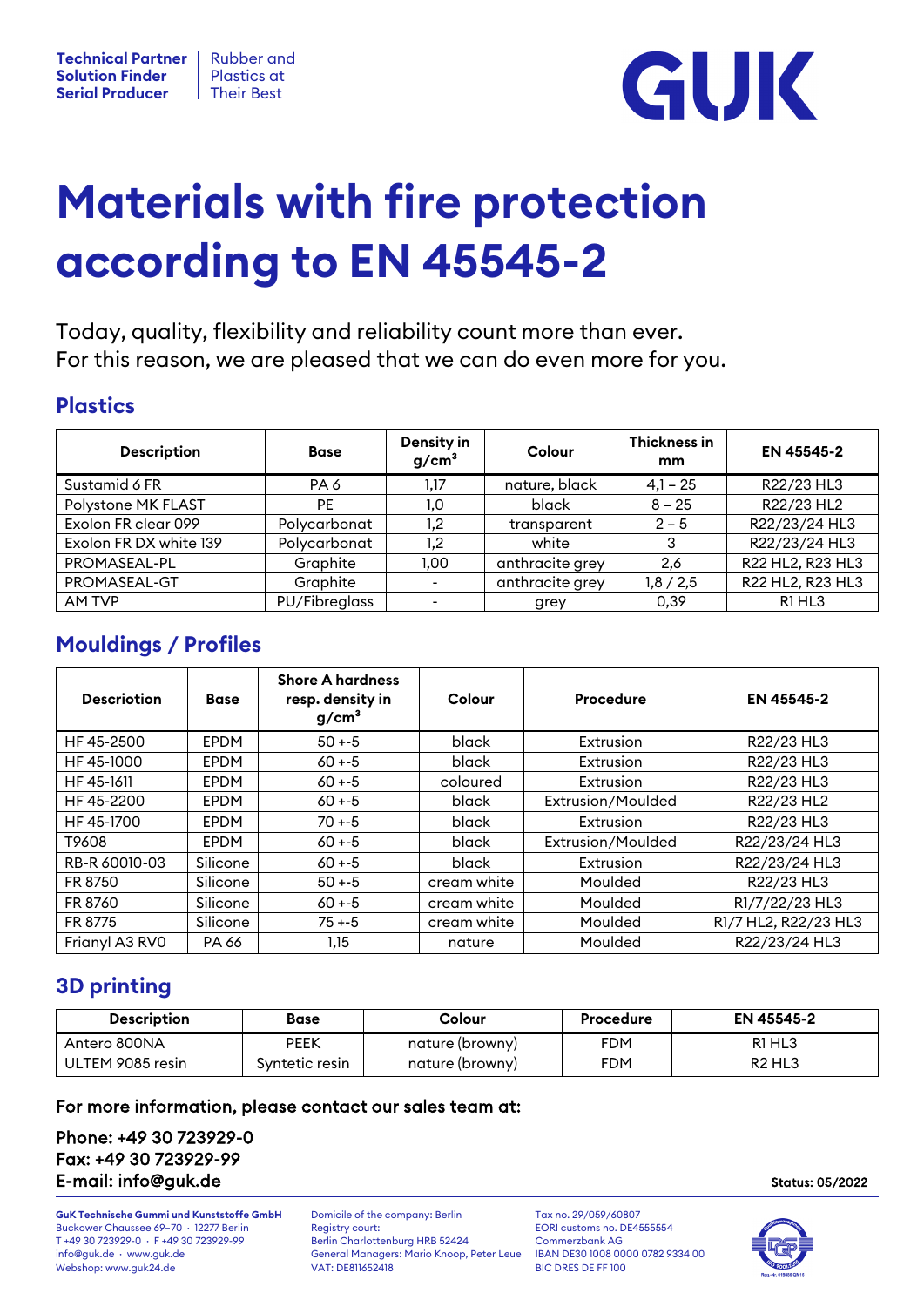Technical Partner
Solution Finder
Serial Producer

Rubber and Plastics at Their Best

# Materials with fire protection according to EN 45545-2

Today, quality, flexibility and reliability count more than ever.
For this reason, we are pleased that we can do even more for you.

## Plastics

| Description | Base | Density in g/cm³ | Colour | Thickness in mm | EN 45545-2 |
|---|---|---|---|---|---|
| Sustamid 6 FR | PA 6 | 1,17 | nature, black | 4,1 – 25 | R22/23 HL3 |
| Polystone MK FLAST | PE | 1,0 | black | 8 – 25 | R22/23 HL2 |
| Exolon FR clear 099 | Polycarbonat | 1,2 | transparent | 2 – 5 | R22/23/24 HL3 |
| Exolon FR DX white 139 | Polycarbonat | 1,2 | white | 3 | R22/23/24 HL3 |
| PROMASEAL-PL | Graphite | 1,00 | anthracite grey | 2,6 | R22 HL2, R23 HL3 |
| PROMASEAL-GT | Graphite | - | anthracite grey | 1,8 / 2,5 | R22 HL2, R23 HL3 |
| AM TVP | PU/Fibreglass | - | grey | 0,39 | R1 HL3 |

## Mouldings / Profiles

| Descriotion | Base | Shore A hardness resp. density in g/cm³ | Colour | Procedure | EN 45545-2 |
|---|---|---|---|---|---|
| HF 45-2500 | EPDM | 50 +-5 | black | Extrusion | R22/23 HL3 |
| HF 45-1000 | EPDM | 60 +-5 | black | Extrusion | R22/23 HL3 |
| HF 45-1611 | EPDM | 60 +-5 | coloured | Extrusion | R22/23 HL3 |
| HF 45-2200 | EPDM | 60 +-5 | black | Extrusion/Moulded | R22/23 HL2 |
| HF 45-1700 | EPDM | 70 +-5 | black | Extrusion | R22/23 HL3 |
| T9608 | EPDM | 60 +-5 | black | Extrusion/Moulded | R22/23/24 HL3 |
| RB-R 60010-03 | Silicone | 60 +-5 | black | Extrusion | R22/23/24 HL3 |
| FR 8750 | Silicone | 50 +-5 | cream white | Moulded | R22/23 HL3 |
| FR 8760 | Silicone | 60 +-5 | cream white | Moulded | R1/7/22/23 HL3 |
| FR 8775 | Silicone | 75 +-5 | cream white | Moulded | R1/7 HL2, R22/23 HL3 |
| Frianyl A3 RV0 | PA 66 | 1,15 | nature | Moulded | R22/23/24 HL3 |

## 3D printing

| Description | Base | Colour | Procedure | EN 45545-2 |
|---|---|---|---|---|
| Antero 800NA | PEEK | nature (browny) | FDM | R1 HL3 |
| ULTEM 9085 resin | Syntetic resin | nature (browny) | FDM | R2 HL3 |

For more information, please contact our sales team at:

Phone: +49 30 723929-0
Fax: +49 30 723929-99
E-mail: info@guk.de

Status: 05/2022

**GuK Technische Gummi und Kunststoffe GmbH**
Buckower Chaussee 69–70 · 12277 Berlin
T +49 30 723929-0 · F +49 30 723929-99
info@guk.de · www.guk.de
Webshop: www.guk24.de

Domicile of the company: Berlin
Registry court:
Berlin Charlottenburg HRB 52424
General Managers: Mario Knoop, Peter Leue
VAT: DE811652418

Tax no. 29/059/60807
EORI customs no. DE4555554
Commerzbank AG
IBAN DE30 1008 0000 0782 9334 00
BIC DRES DE FF 100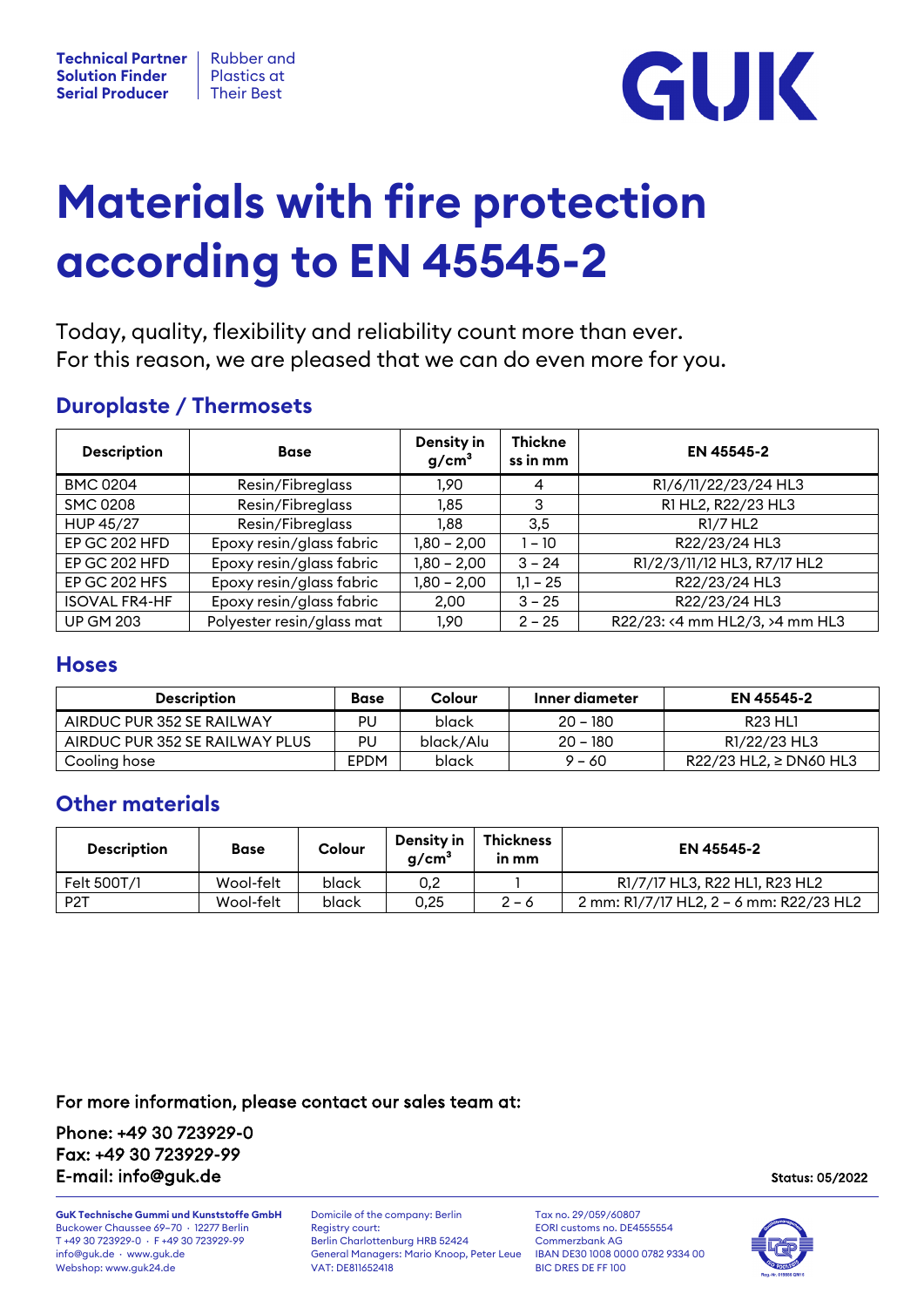Technical Partner
Solution Finder
Serial Producer

Rubber and Plastics at Their Best

GUK

# Materials with fire protection according to EN 45545-2

Today, quality, flexibility and reliability count more than ever.
For this reason, we are pleased that we can do even more for you.

## Duroplaste / Thermosets

| Description | Base | Density in g/cm³ | Thickness in mm | EN 45545-2 |
|---|---|---|---|---|
| BMC 0204 | Resin/Fibreglass | 1,90 | 4 | R1/6/11/22/23/24 HL3 |
| SMC 0208 | Resin/Fibreglass | 1,85 | 3 | R1 HL2, R22/23 HL3 |
| HUP 45/27 | Resin/Fibreglass | 1,88 | 3,5 | R1/7 HL2 |
| EP GC 202 HFD | Epoxy resin/glass fabric | 1,80 – 2,00 | 1 – 10 | R22/23/24 HL3 |
| EP GC 202 HFD | Epoxy resin/glass fabric | 1,80 – 2,00 | 3 – 24 | R1/2/3/11/12 HL3, R7/17 HL2 |
| EP GC 202 HFS | Epoxy resin/glass fabric | 1,80 – 2,00 | 1,1 – 25 | R22/23/24 HL3 |
| ISOVAL FR4-HF | Epoxy resin/glass fabric | 2,00 | 3 – 25 | R22/23/24 HL3 |
| UP GM 203 | Polyester resin/glass mat | 1,90 | 2 – 25 | R22/23: <4 mm HL2/3, >4 mm HL3 |

## Hoses

| Description | Base | Colour | Inner diameter | EN 45545-2 |
|---|---|---|---|---|
| AIRDUC PUR 352 SE RAILWAY | PU | black | 20 – 180 | R23 HL1 |
| AIRDUC PUR 352 SE RAILWAY PLUS | PU | black/Alu | 20 – 180 | R1/22/23 HL3 |
| Cooling hose | EPDM | black | 9 – 60 | R22/23 HL2, ≥ DN60 HL3 |

## Other materials

| Description | Base | Colour | Density in g/cm³ | Thickness in mm | EN 45545-2 |
|---|---|---|---|---|---|
| Felt 500T/1 | Wool-felt | black | 0,2 | 1 | R1/7/17 HL3, R22 HL1, R23 HL2 |
| P2T | Wool-felt | black | 0,25 | 2 – 6 | 2 mm: R1/7/17 HL2, 2 – 6 mm: R22/23 HL2 |

For more information, please contact our sales team at:

Phone: +49 30 723929-0
Fax: +49 30 723929-99
E-mail: info@guk.de

Status: 05/2022

**GuK Technische Gummi und Kunststoffe GmbH**
Buckower Chaussee 69–70 · 12277 Berlin
T +49 30 723929-0 · F +49 30 723929-99
info@guk.de · www.guk.de
Webshop: www.guk24.de

Domicile of the company: Berlin
Registry court:
Berlin Charlottenburg HRB 52424
General Managers: Mario Knoop, Peter Leue
VAT: DE811652418

Tax no. 29/059/60807
EORI customs no. DE4555554
Commerzbank AG
IBAN DE30 1008 0000 0782 9334 00
BIC DRES DE FF 100